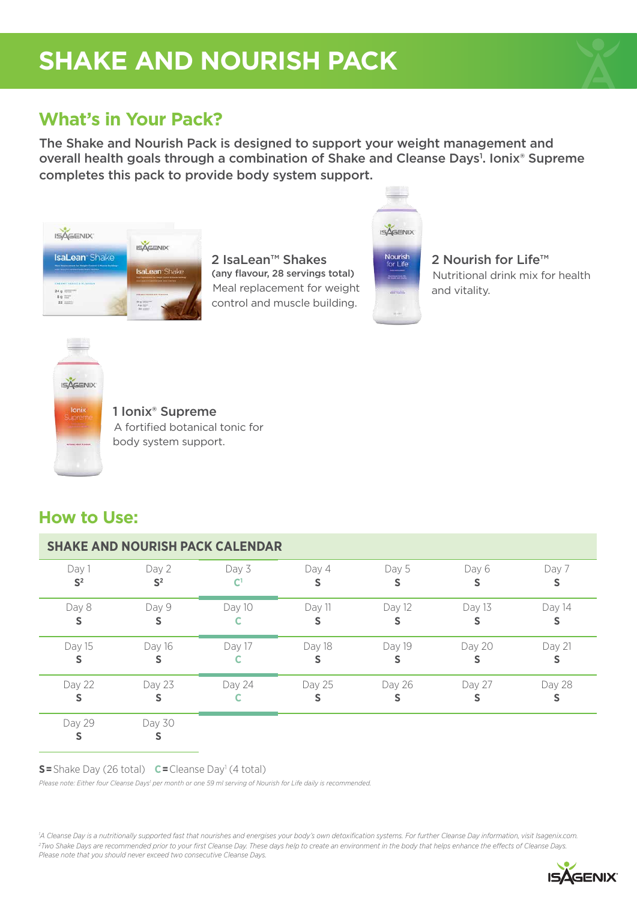# SHAKE AND NOURISH PACK

## What's in Your Pack?

**The Shake and Nourish Pack is designed to support your weight management and overall health goals through a combination of Shake and Cleanse Days[1]. Ionix® Supreme completes this pack to provide body system support.**

**2 IsaLean™ Shakes**
**(any flavour, 28 servings total)**
Meal replacement for weight control and muscle building.

**2 Nourish for Life™**
Nutritional drink mix for health and vitality.

**1 Ionix® Supreme**
A fortified botanical tonic for body system support.

## How to Use:

### SHAKE AND NOURISH PACK CALENDAR

| | | | | | | |
|---|---|---|---|---|---|---|
| Day 1<br>S[2] | Day 2<br>S[2] | Day 3<br>C[1] | Day 4<br>S | Day 5<br>S | Day 6<br>S | Day 7<br>S |
| Day 8<br>S | Day 9<br>S | Day 10<br>C | Day 11<br>S | Day 12<br>S | Day 13<br>S | Day 14<br>S |
| Day 15<br>S | Day 16<br>S | Day 17<br>C | Day 18<br>S | Day 19<br>S | Day 20<br>S | Day 21<br>S |
| Day 22<br>S | Day 23<br>S | Day 24<br>C | Day 25<br>S | Day 26<br>S | Day 27<br>S | Day 28<br>S |
| Day 29<br>S | Day 30<br>S | | | | | |

**S** = Shake Day (26 total) **C** = Cleanse Day[1] (4 total)

*Please note: Either four Cleanse Days[1] per month or one 59 ml serving of Nourish for Life daily is recommended.*

*[1]A Cleanse Day is a nutritionally supported fast that nourishes and energises your body's own detoxification systems. For further Cleanse Day information, visit Isagenix.com.*
*[2]Two Shake Days are recommended prior to your first Cleanse Day. These days help to create an environment in the body that helps enhance the effects of Cleanse Days. Please note that you should never exceed two consecutive Cleanse Days.*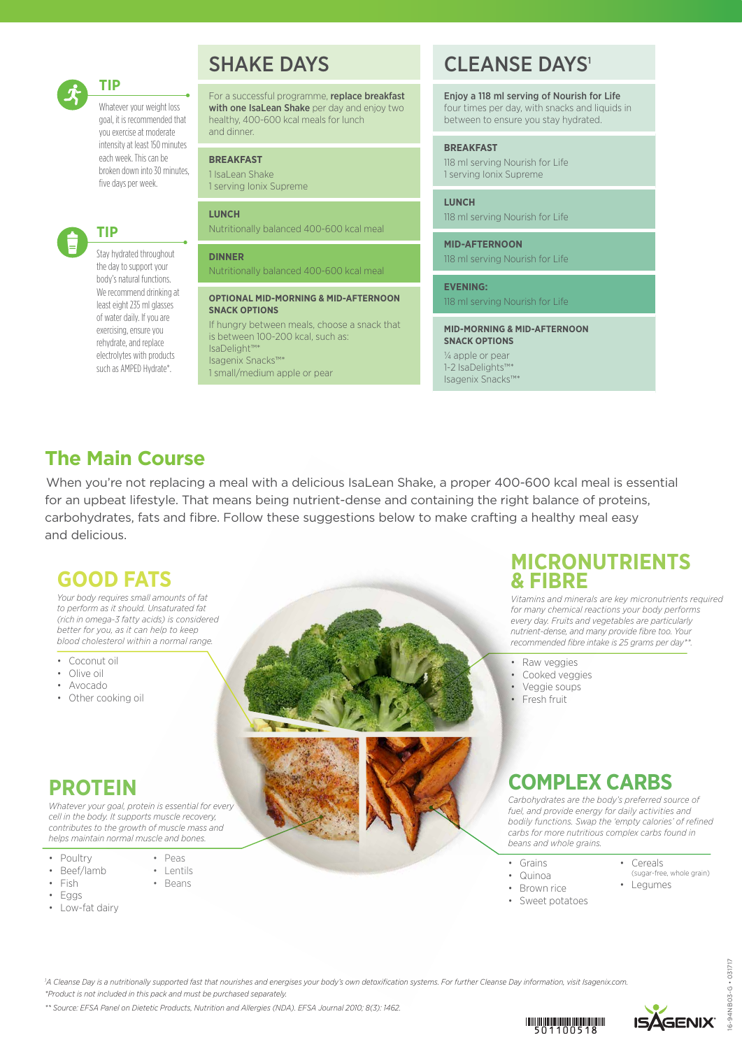### TIP

Whatever your weight loss goal, it is recommended that you exercise at moderate intensity at least 150 minutes each week. This can be broken down into 30 minutes, five days per week.

### TIP

Stay hydrated throughout the day to support your body's natural functions. We recommend drinking at least eight 235 ml glasses of water daily. If you are exercising, ensure you rehydrate, and replace electrolytes with products such as AMPED Hydrate*.

## SHAKE DAYS

For a successful programme, **replace breakfast with one IsaLean Shake** per day and enjoy two healthy, 400-600 kcal meals for lunch and dinner.

**BREAKFAST**
1 IsaLean Shake
1 serving Ionix Supreme

**LUNCH**
Nutritionally balanced 400-600 kcal meal

**DINNER**
Nutritionally balanced 400-600 kcal meal

**OPTIONAL MID-MORNING & MID-AFTERNOON SNACK OPTIONS**
If hungry between meals, choose a snack that is between 100-200 kcal, such as:
IsaDelight™*
Isagenix Snacks™*
1 small/medium apple or pear

## CLEANSE DAYS[1]

**Enjoy a 118 ml serving of Nourish for Life** four times per day, with snacks and liquids in between to ensure you stay hydrated.

**BREAKFAST**
118 ml serving Nourish for Life
1 serving Ionix Supreme

**LUNCH**
118 ml serving Nourish for Life

**MID-AFTERNOON**
118 ml serving Nourish for Life

**EVENING:**
118 ml serving Nourish for Life

**MID-MORNING & MID-AFTERNOON SNACK OPTIONS**
¼ apple or pear
1-2 IsaDelights™*
Isagenix Snacks™*

## The Main Course

When you're not replacing a meal with a delicious IsaLean Shake, a proper 400-600 kcal meal is essential for an upbeat lifestyle. That means being nutrient-dense and containing the right balance of proteins, carbohydrates, fats and fibre. Follow these suggestions below to make crafting a healthy meal easy and delicious.

### GOOD FATS

*Your body requires small amounts of fat to perform as it should. Unsaturated fat (rich in omega-3 fatty acids) is considered better for you, as it can help to keep blood cholesterol within a normal range.*

- Coconut oil
- Olive oil
- Avocado
- Other cooking oil

### MICRONUTRIENTS & FIBRE

*Vitamins and minerals are key micronutrients required for many chemical reactions your body performs every day. Fruits and vegetables are particularly nutrient-dense, and many provide fibre too. Your recommended fibre intake is 25 grams per day\*\*.*

- Raw veggies
- Cooked veggies
- Veggie soups
- Fresh fruit

### PROTEIN

*Whatever your goal, protein is essential for every cell in the body. It supports muscle recovery, contributes to the growth of muscle mass and helps maintain normal muscle and bones.*

- Poultry
- Beef/lamb
- Fish
- Eggs
- Low-fat dairy
- Peas
- Lentils
- Beans

### COMPLEX CARBS

*Carbohydrates are the body's preferred source of fuel, and provide energy for daily activities and bodily functions. Swap the 'empty calories' of refined carbs for more nutritious complex carbs found in beans and whole grains.*

- Grains
- Quinoa
- Brown rice
- Sweet potatoes
- Cereals (sugar-free, whole grain)
- Legumes

[1]A Cleanse Day is a nutritionally supported fast that nourishes and energises your body's own detoxification systems. For further Cleanse Day information, visit Isagenix.com.
*Product is not included in this pack and must be purchased separately.
** Source: EFSA Panel on Dietetic Products, Nutrition and Allergies (NDA). EFSA Journal 2010; 8(3): 1462.

501100518

ISAGENIX

16-94NB03-G • 031717